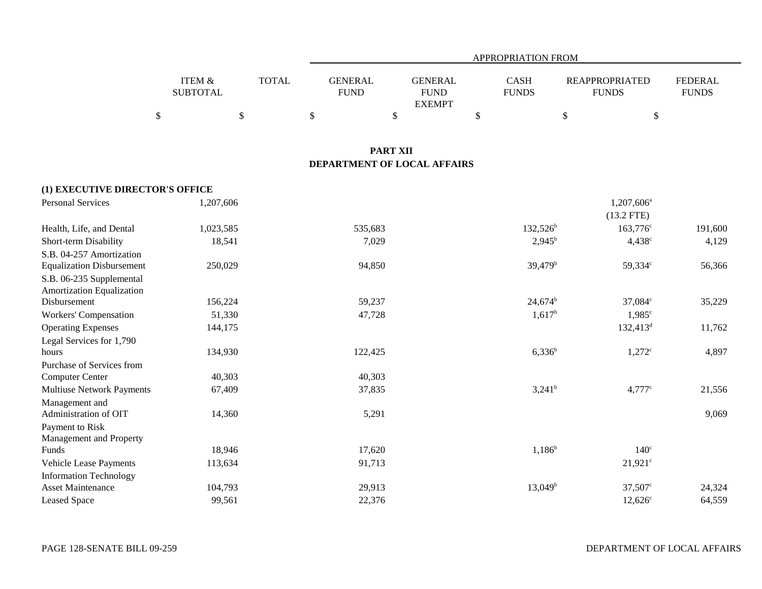| | ITEM & SUBTOTAL | TOTAL | APPROPRIATION FROM GENERAL FUND | GENERAL FUND EXEMPT | CASH FUNDS | REAPPROPRIATED FUNDS | FEDERAL FUNDS |
|---|---|---|---|---|---|---|---|
| | $ | $ | $ | $ | $ | $ | $ |

## PART XII
## DEPARTMENT OF LOCAL AFFAIRS

| | ITEM & SUBTOTAL | TOTAL | GENERAL FUND | GENERAL FUND EXEMPT | CASH FUNDS | REAPPROPRIATED FUNDS | FEDERAL FUNDS |
|---|---|---|---|---|---|---|---|
| **(1) EXECUTIVE DIRECTOR'S OFFICE** | | | | | | | |
| Personal Services | 1,207,606 | | | | | 1,207,606[a] (13.2 FTE) | |
| Health, Life, and Dental | 1,023,585 | | 535,683 | | 132,526[b] | 163,776[c] | 191,600 |
| Short-term Disability | 18,541 | | 7,029 | | 2,945[b] | 4,438[c] | 4,129 |
| S.B. 04-257 Amortization Equalization Disbursement | 250,029 | | 94,850 | | 39,479[b] | 59,334[c] | 56,366 |
| S.B. 06-235 Supplemental Amortization Equalization Disbursement | 156,224 | | 59,237 | | 24,674[b] | 37,084[c] | 35,229 |
| Workers' Compensation | 51,330 | | 47,728 | | 1,617[b] | 1,985[c] | |
| Operating Expenses | 144,175 | | | | | 132,413[d] | 11,762 |
| Legal Services for 1,790 hours | 134,930 | | 122,425 | | 6,336[b] | 1,272[c] | 4,897 |
| Purchase of Services from Computer Center | 40,303 | | 40,303 | | | | |
| Multiuse Network Payments | 67,409 | | 37,835 | | 3,241[b] | 4,777[c] | 21,556 |
| Management and Administration of OIT | 14,360 | | 5,291 | | | | 9,069 |
| Payment to Risk Management and Property Funds | 18,946 | | 17,620 | | 1,186[b] | 140[c] | |
| Vehicle Lease Payments | 113,634 | | 91,713 | | | 21,921[c] | |
| Information Technology Asset Maintenance | 104,793 | | 29,913 | | 13,049[b] | 37,507[c] | 24,324 |
| Leased Space | 99,561 | | 22,376 | | | 12,626[c] | 64,559 |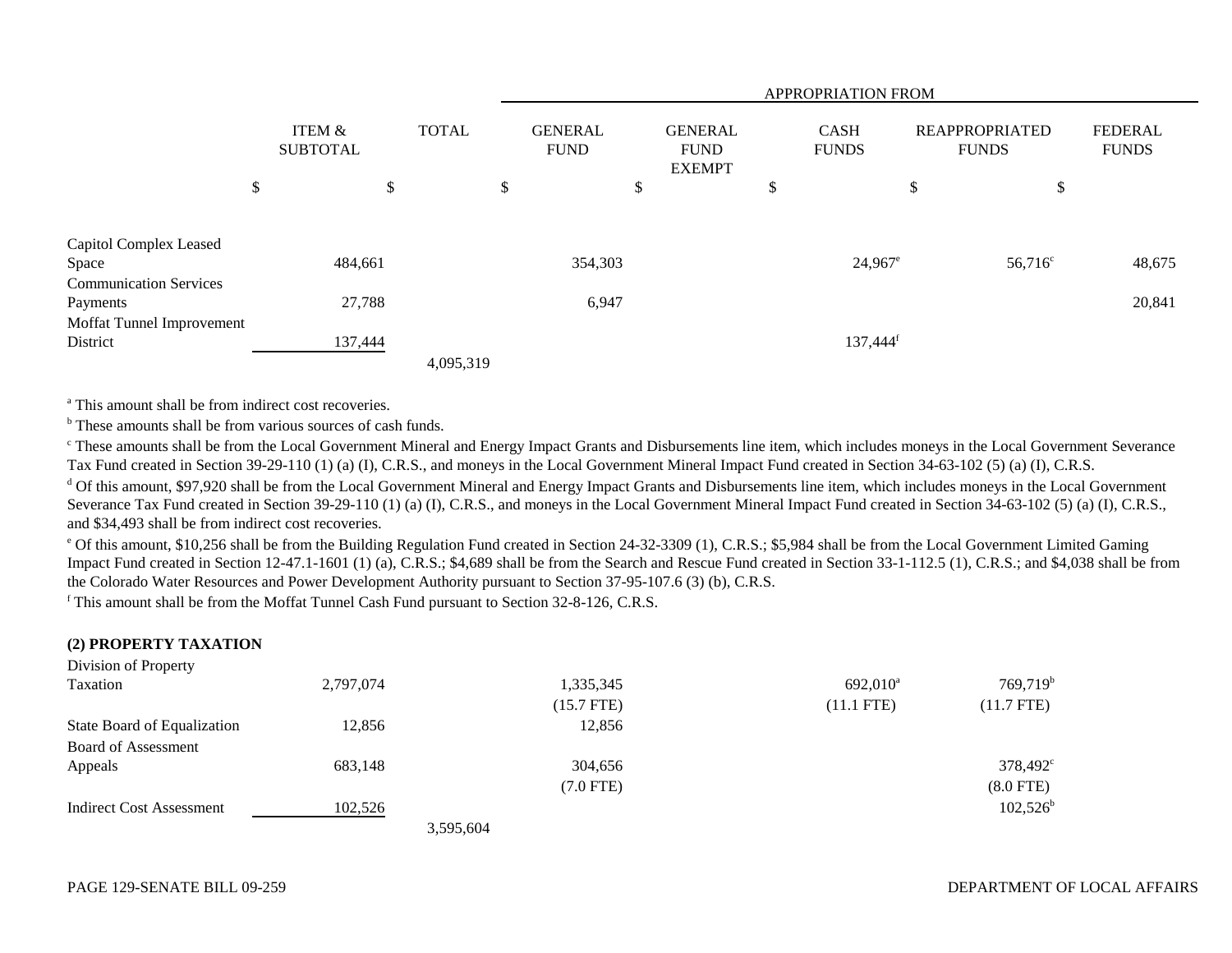| | ITEM & SUBTOTAL | TOTAL | APPROPRIATION FROM GENERAL FUND | GENERAL FUND EXEMPT | CASH FUNDS | REAPPROPRIATED FUNDS | FEDERAL FUNDS |
|---|---|---|---|---|---|---|---|
| | $ | $ | $ | $ | $ | $ | $ |
| Capitol Complex Leased Space | 484,661 | | 354,303 | | 24,967[e] | 56,716[c] | 48,675 |
| Communication Services Payments | 27,788 | | 6,947 | | | | 20,841 |
| Moffat Tunnel Improvement District | 137,444 | | | | 137,444[f] | | |
| | | 4,095,319 | | | | | |

[a] This amount shall be from indirect cost recoveries.

[b] These amounts shall be from various sources of cash funds.

[c] These amounts shall be from the Local Government Mineral and Energy Impact Grants and Disbursements line item, which includes moneys in the Local Government Severance Tax Fund created in Section 39-29-110 (1) (a) (I), C.R.S., and moneys in the Local Government Mineral Impact Fund created in Section 34-63-102 (5) (a) (I), C.R.S.

[d] Of this amount, $97,920 shall be from the Local Government Mineral and Energy Impact Grants and Disbursements line item, which includes moneys in the Local Government Severance Tax Fund created in Section 39-29-110 (1) (a) (I), C.R.S., and moneys in the Local Government Mineral Impact Fund created in Section 34-63-102 (5) (a) (I), C.R.S., and $34,493 shall be from indirect cost recoveries.

[e] Of this amount, $10,256 shall be from the Building Regulation Fund created in Section 24-32-3309 (1), C.R.S.; $5,984 shall be from the Local Government Limited Gaming Impact Fund created in Section 12-47.1-1601 (1) (a), C.R.S.; $4,689 shall be from the Search and Rescue Fund created in Section 33-1-112.5 (1), C.R.S.; and $4,038 shall be from the Colorado Water Resources and Power Development Authority pursuant to Section 37-95-107.6 (3) (b), C.R.S.

[f] This amount shall be from the Moffat Tunnel Cash Fund pursuant to Section 32-8-126, C.R.S.

**(2) PROPERTY TAXATION**

| | ITEM & SUBTOTAL | TOTAL | GENERAL FUND | GENERAL FUND EXEMPT | CASH FUNDS | REAPPROPRIATED FUNDS | FEDERAL FUNDS |
|---|---|---|---|---|---|---|---|
| Division of Property Taxation | 2,797,074 | | 1,335,345 | | 692,010[a] | 769,719[b] | |
| | | | (15.7 FTE) | | (11.1 FTE) | (11.7 FTE) | |
| State Board of Equalization | 12,856 | | 12,856 | | | | |
| Board of Assessment Appeals | 683,148 | | 304,656 | | | 378,492[c] | |
| | | | (7.0 FTE) | | | (8.0 FTE) | |
| Indirect Cost Assessment | 102,526 | | | | | 102,526[b] | |
| | | 3,595,604 | | | | | |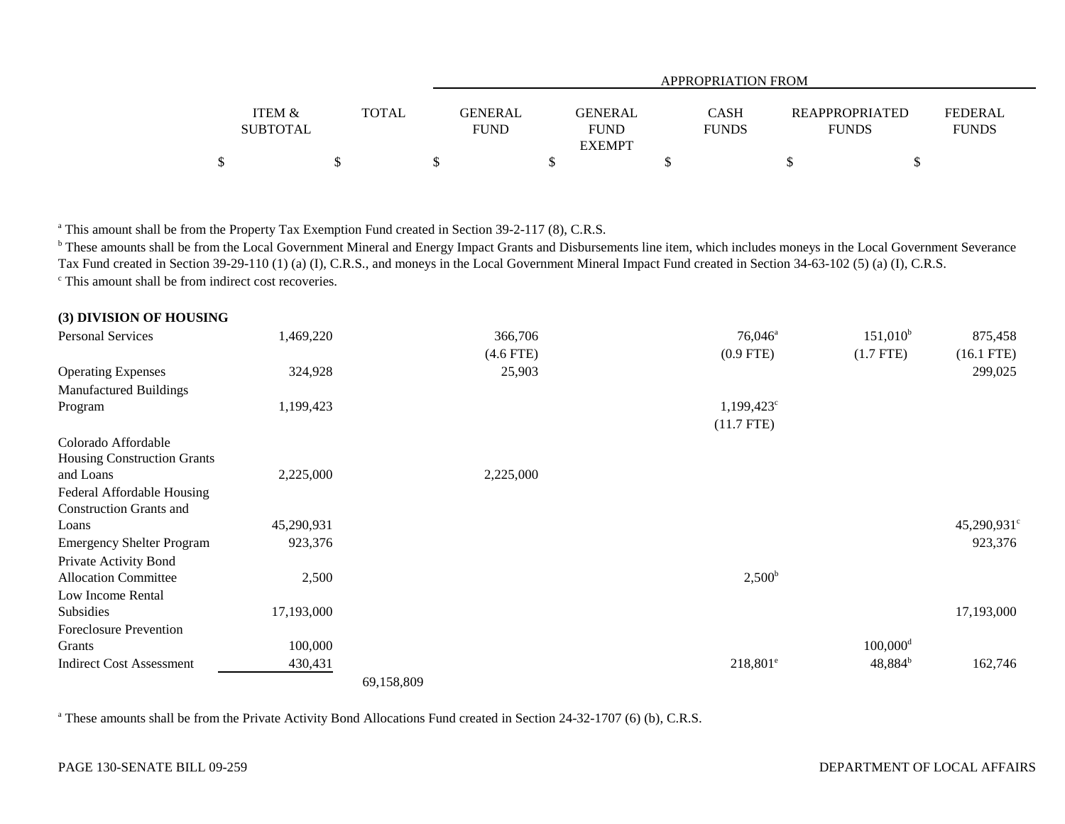| | ITEM & SUBTOTAL | TOTAL | APPROPRIATION FROM | | | | |
|---|---|---|---|---|---|---|---|
| | | | GENERAL FUND | GENERAL FUND EXEMPT | CASH FUNDS | REAPPROPRIATED FUNDS | FEDERAL FUNDS |
| | $ | $ | $ | $ | $ | $ | $ |

[a] This amount shall be from the Property Tax Exemption Fund created in Section 39-2-117 (8), C.R.S.
[b] These amounts shall be from the Local Government Mineral and Energy Impact Grants and Disbursements line item, which includes moneys in the Local Government Severance Tax Fund created in Section 39-29-110 (1) (a) (I), C.R.S., and moneys in the Local Government Mineral Impact Fund created in Section 34-63-102 (5) (a) (I), C.R.S.
[c] This amount shall be from indirect cost recoveries.

| | ITEM & SUBTOTAL | TOTAL | GENERAL FUND | GENERAL FUND EXEMPT | CASH FUNDS | REAPPROPRIATED FUNDS | FEDERAL FUNDS |
|---|---|---|---|---|---|---|---|
| **(3) DIVISION OF HOUSING** | | | | | | | |
| Personal Services | 1,469,220 | | 366,706 | | 76,046[a] | 151,010[b] | 875,458 |
| | | | (4.6 FTE) | | (0.9 FTE) | (1.7 FTE) | (16.1 FTE) |
| Operating Expenses | 324,928 | | 25,903 | | | | 299,025 |
| Manufactured Buildings Program | 1,199,423 | | | | 1,199,423[c] | | |
| | | | | | (11.7 FTE) | | |
| Colorado Affordable Housing Construction Grants and Loans | 2,225,000 | | 2,225,000 | | | | |
| Federal Affordable Housing Construction Grants and Loans | 45,290,931 | | | | | | 45,290,931[c] |
| Emergency Shelter Program | 923,376 | | | | | | 923,376 |
| Private Activity Bond Allocation Committee | 2,500 | | | | 2,500[b] | | |
| Low Income Rental Subsidies | 17,193,000 | | | | | | 17,193,000 |
| Foreclosure Prevention Grants | 100,000 | | | | | 100,000[d] | |
| Indirect Cost Assessment | 430,431 | | | | 218,801[e] | 48,884[b] | 162,746 |
| | | 69,158,809 | | | | | |

[a] These amounts shall be from the Private Activity Bond Allocations Fund created in Section 24-32-1707 (6) (b), C.R.S.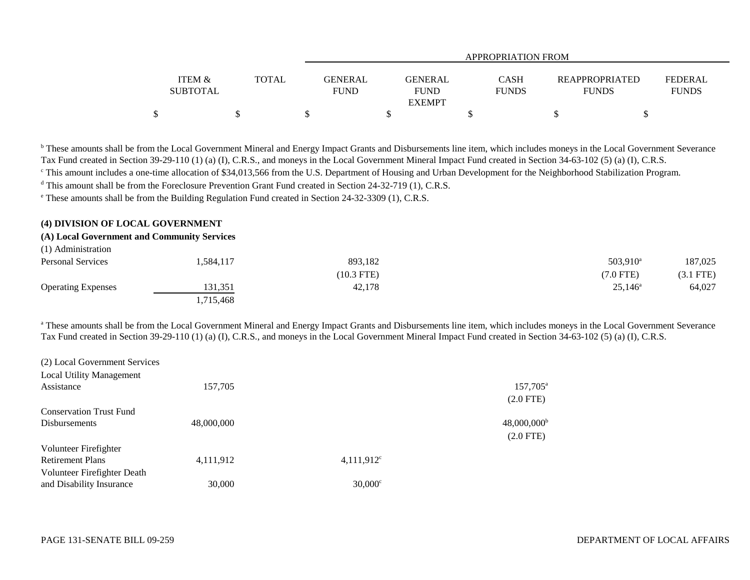| | ITEM & SUBTOTAL | TOTAL | GENERAL FUND | GENERAL FUND EXEMPT | CASH FUNDS | REAPPROPRIATED FUNDS | FEDERAL FUNDS |
|---|---|---|---|---|---|---|---|
| | $ | $ | $ | $ | $ | $ | $ |

[b] These amounts shall be from the Local Government Mineral and Energy Impact Grants and Disbursements line item, which includes moneys in the Local Government Severance Tax Fund created in Section 39-29-110 (1) (a) (I), C.R.S., and moneys in the Local Government Mineral Impact Fund created in Section 34-63-102 (5) (a) (I), C.R.S.

[c] This amount includes a one-time allocation of $34,013,566 from the U.S. Department of Housing and Urban Development for the Neighborhood Stabilization Program.

[d] This amount shall be from the Foreclosure Prevention Grant Fund created in Section 24-32-719 (1), C.R.S.

[e] These amounts shall be from the Building Regulation Fund created in Section 24-32-3309 (1), C.R.S.

**(4) DIVISION OF LOCAL GOVERNMENT**

**(A) Local Government and Community Services**

| | ITEM & SUBTOTAL | TOTAL | GENERAL FUND | GENERAL FUND EXEMPT | CASH FUNDS | REAPPROPRIATED FUNDS | FEDERAL FUNDS |
|---|---|---|---|---|---|---|---|
| (1) Administration | | | | | | | |
| Personal Services | 1,584,117 | | 893,182 | | | 503,910[a] | 187,025 |
| | | | (10.3 FTE) | | | (7.0 FTE) | (3.1 FTE) |
| Operating Expenses | 131,351 | | 42,178 | | | 25,146[a] | 64,027 |
| | 1,715,468 | | | | | | |

[a] These amounts shall be from the Local Government Mineral and Energy Impact Grants and Disbursements line item, which includes moneys in the Local Government Severance Tax Fund created in Section 39-29-110 (1) (a) (I), C.R.S., and moneys in the Local Government Mineral Impact Fund created in Section 34-63-102 (5) (a) (I), C.R.S.

| | ITEM & SUBTOTAL | TOTAL | GENERAL FUND | GENERAL FUND EXEMPT | CASH FUNDS | REAPPROPRIATED FUNDS | FEDERAL FUNDS |
|---|---|---|---|---|---|---|---|
| (2) Local Government Services | | | | | | | |
| Local Utility Management Assistance | 157,705 | | | | 157,705[a] | | |
| | | | | | (2.0 FTE) | | |
| Conservation Trust Fund Disbursements | 48,000,000 | | | | 48,000,000[b] | | |
| | | | | | (2.0 FTE) | | |
| Volunteer Firefighter Retirement Plans | 4,111,912 | | | 4,111,912[c] | | | |
| Volunteer Firefighter Death and Disability Insurance | 30,000 | | | 30,000[c] | | | |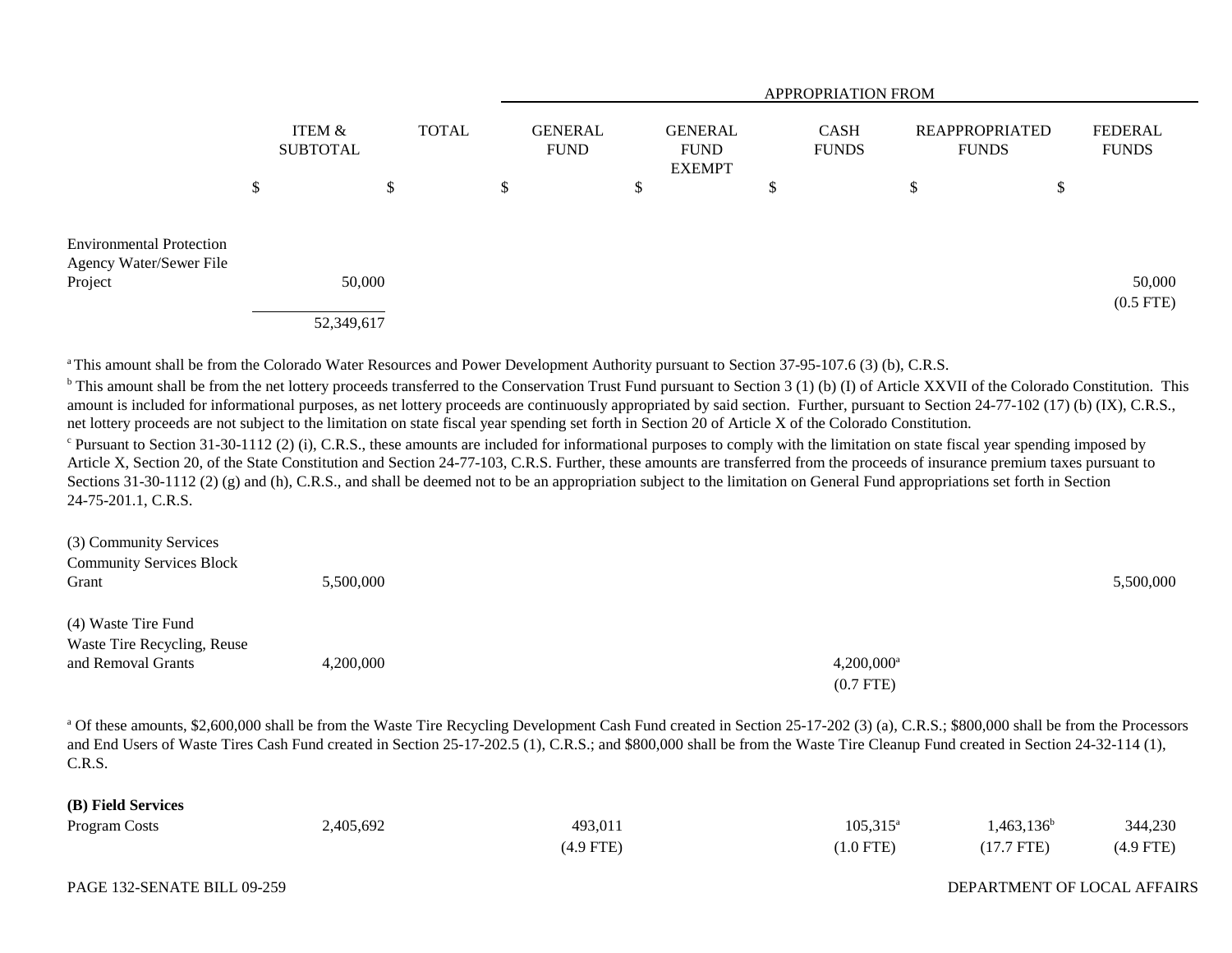| | ITEM & SUBTOTAL | TOTAL | APPROPRIATION FROM GENERAL FUND | GENERAL FUND EXEMPT | CASH FUNDS | REAPPROPRIATED FUNDS | FEDERAL FUNDS |
|---|---|---|---|---|---|---|---|
| | $ | $ | $ | $ | $ | $ | $ |
| Environmental Protection Agency Water/Sewer File Project | 50,000 | | | | | | 50,000 (0.5 FTE) |
| | 52,349,617 | | | | | | |

[a] This amount shall be from the Colorado Water Resources and Power Development Authority pursuant to Section 37-95-107.6 (3) (b), C.R.S.

[b] This amount shall be from the net lottery proceeds transferred to the Conservation Trust Fund pursuant to Section 3 (1) (b) (I) of Article XXVII of the Colorado Constitution. This amount is included for informational purposes, as net lottery proceeds are continuously appropriated by said section. Further, pursuant to Section 24-77-102 (17) (b) (IX), C.R.S., net lottery proceeds are not subject to the limitation on state fiscal year spending set forth in Section 20 of Article X of the Colorado Constitution.

[c] Pursuant to Section 31-30-1112 (2) (i), C.R.S., these amounts are included for informational purposes to comply with the limitation on state fiscal year spending imposed by Article X, Section 20, of the State Constitution and Section 24-77-103, C.R.S. Further, these amounts are transferred from the proceeds of insurance premium taxes pursuant to Sections 31-30-1112 (2) (g) and (h), C.R.S., and shall be deemed not to be an appropriation subject to the limitation on General Fund appropriations set forth in Section 24-75-201.1, C.R.S.

| | ITEM & SUBTOTAL | TOTAL | GENERAL FUND | GENERAL FUND EXEMPT | CASH FUNDS | REAPPROPRIATED FUNDS | FEDERAL FUNDS |
|---|---|---|---|---|---|---|---|
| (3) Community Services | | | | | | | |
| Community Services Block Grant | 5,500,000 | | | | | | 5,500,000 |
| (4) Waste Tire Fund | | | | | | | |
| Waste Tire Recycling, Reuse and Removal Grants | 4,200,000 | | | | 4,200,000[a] (0.7 FTE) | | |

[a] Of these amounts, $2,600,000 shall be from the Waste Tire Recycling Development Cash Fund created in Section 25-17-202 (3) (a), C.R.S.; $800,000 shall be from the Processors and End Users of Waste Tires Cash Fund created in Section 25-17-202.5 (1), C.R.S.; and $800,000 shall be from the Waste Tire Cleanup Fund created in Section 24-32-114 (1), C.R.S.

| | ITEM & SUBTOTAL | TOTAL | GENERAL FUND | GENERAL FUND EXEMPT | CASH FUNDS | REAPPROPRIATED FUNDS | FEDERAL FUNDS |
|---|---|---|---|---|---|---|---|
| **(B) Field Services** | | | | | | | |
| Program Costs | 2,405,692 | | 493,011 (4.9 FTE) | | 105,315[a] (1.0 FTE) | 1,463,136[b] (17.7 FTE) | 344,230 (4.9 FTE) |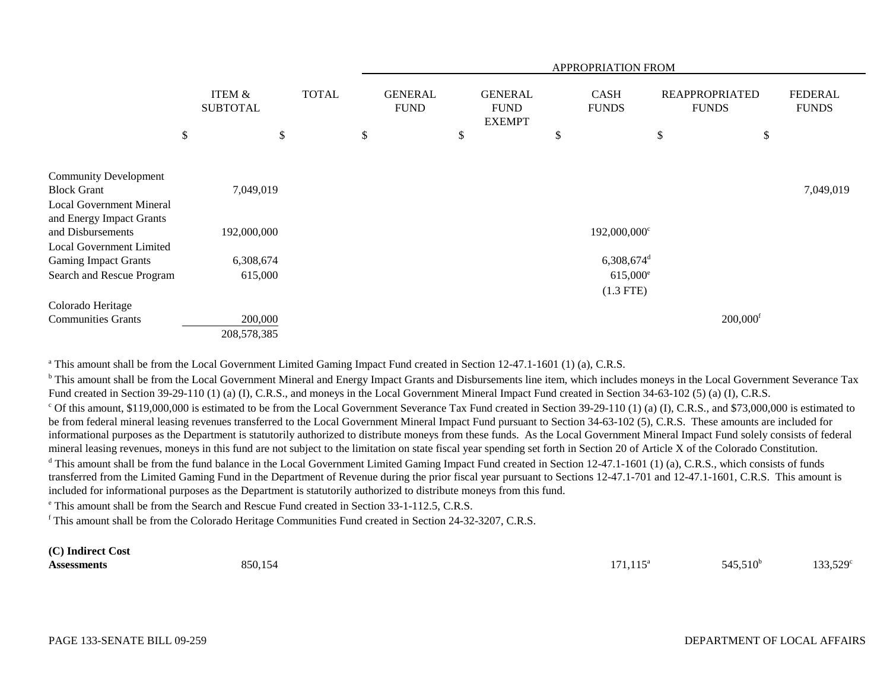| | ITEM & SUBTOTAL | TOTAL | APPROPRIATION FROM GENERAL FUND | GENERAL FUND EXEMPT | CASH FUNDS | REAPPROPRIATED FUNDS | FEDERAL FUNDS |
|---|---|---|---|---|---|---|---|
| | $ | $ | $ | $ | $ | $ | $ |
| Community Development Block Grant | 7,049,019 | | | | | | 7,049,019 |
| Local Government Mineral and Energy Impact Grants and Disbursements | 192,000,000 | | | | 192,000,000[c] | | |
| Local Government Limited Gaming Impact Grants | 6,308,674 | | | | 6,308,674[d] | | |
| Search and Rescue Program | 615,000 | | | | 615,000[e] (1.3 FTE) | | |
| Colorado Heritage Communities Grants | 200,000 | | | | | 200,000[f] | |
| | 208,578,385 | | | | | | |

[a] This amount shall be from the Local Government Limited Gaming Impact Fund created in Section 12-47.1-1601 (1) (a), C.R.S.

[b] This amount shall be from the Local Government Mineral and Energy Impact Grants and Disbursements line item, which includes moneys in the Local Government Severance Tax Fund created in Section 39-29-110 (1) (a) (I), C.R.S., and moneys in the Local Government Mineral Impact Fund created in Section 34-63-102 (5) (a) (I), C.R.S.

[c] Of this amount, $119,000,000 is estimated to be from the Local Government Severance Tax Fund created in Section 39-29-110 (1) (a) (I), C.R.S., and $73,000,000 is estimated to be from federal mineral leasing revenues transferred to the Local Government Mineral Impact Fund pursuant to Section 34-63-102 (5), C.R.S. These amounts are included for informational purposes as the Department is statutorily authorized to distribute moneys from these funds. As the Local Government Mineral Impact Fund solely consists of federal mineral leasing revenues, moneys in this fund are not subject to the limitation on state fiscal year spending set forth in Section 20 of Article X of the Colorado Constitution.

[d] This amount shall be from the fund balance in the Local Government Limited Gaming Impact Fund created in Section 12-47.1-1601 (1) (a), C.R.S., which consists of funds transferred from the Limited Gaming Fund in the Department of Revenue during the prior fiscal year pursuant to Sections 12-47.1-701 and 12-47.1-1601, C.R.S. This amount is included for informational purposes as the Department is statutorily authorized to distribute moneys from this fund.

[e] This amount shall be from the Search and Rescue Fund created in Section 33-1-112.5, C.R.S.

[f] This amount shall be from the Colorado Heritage Communities Fund created in Section 24-32-3207, C.R.S.

| | ITEM & SUBTOTAL | TOTAL | GENERAL FUND | GENERAL FUND EXEMPT | CASH FUNDS | REAPPROPRIATED FUNDS | FEDERAL FUNDS |
|---|---|---|---|---|---|---|---|
| **(C) Indirect Cost Assessments** | 850,154 | | | | 171,115[a] | 545,510[b] | 133,529[c] |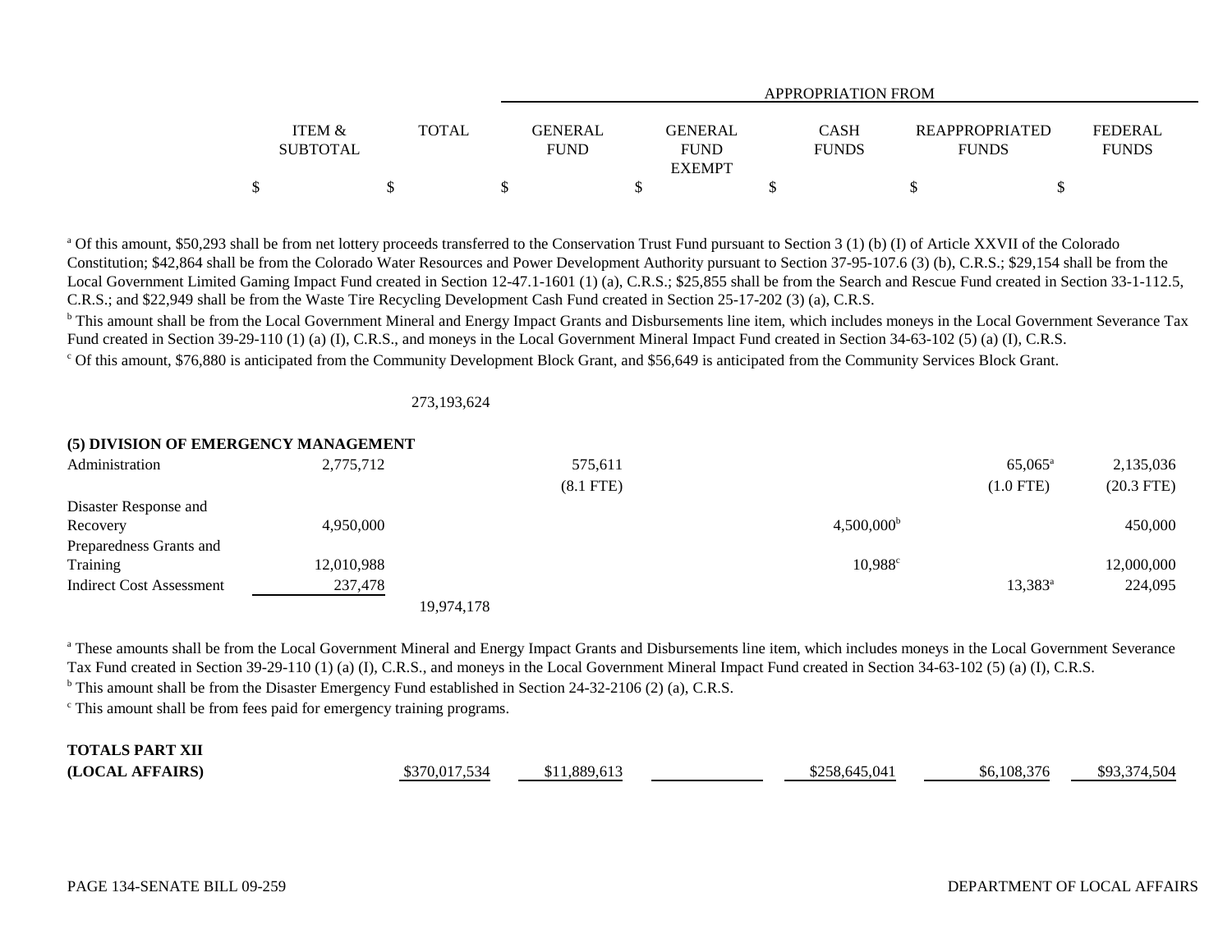| | ITEM & SUBTOTAL | TOTAL | GENERAL FUND | GENERAL FUND EXEMPT | CASH FUNDS | REAPPROPRIATED FUNDS | FEDERAL FUNDS |
|---|---|---|---|---|---|---|---|
| | | | APPROPRIATION FROM | | | | |
| | $ | $ | $ | $ | $ | $ | $ |

[a] Of this amount, $50,293 shall be from net lottery proceeds transferred to the Conservation Trust Fund pursuant to Section 3 (1) (b) (I) of Article XXVII of the Colorado Constitution; $42,864 shall be from the Colorado Water Resources and Power Development Authority pursuant to Section 37-95-107.6 (3) (b), C.R.S.; $29,154 shall be from the Local Government Limited Gaming Impact Fund created in Section 12-47.1-1601 (1) (a), C.R.S.; $25,855 shall be from the Search and Rescue Fund created in Section 33-1-112.5, C.R.S.; and $22,949 shall be from the Waste Tire Recycling Development Cash Fund created in Section 25-17-202 (3) (a), C.R.S.

[b] This amount shall be from the Local Government Mineral and Energy Impact Grants and Disbursements line item, which includes moneys in the Local Government Severance Tax Fund created in Section 39-29-110 (1) (a) (I), C.R.S., and moneys in the Local Government Mineral Impact Fund created in Section 34-63-102 (5) (a) (I), C.R.S.

[c] Of this amount, $76,880 is anticipated from the Community Development Block Grant, and $56,649 is anticipated from the Community Services Block Grant.

| | ITEM & SUBTOTAL | TOTAL | GENERAL FUND | GENERAL FUND EXEMPT | CASH FUNDS | REAPPROPRIATED FUNDS | FEDERAL FUNDS |
|---|---|---|---|---|---|---|---|
| | | 273,193,624 | | | | | |
| **(5) DIVISION OF EMERGENCY MANAGEMENT** | | | | | | | |
| Administration | 2,775,712 | | 575,611 | | | 65,065[a] | 2,135,036 |
| | | | (8.1 FTE) | | | (1.0 FTE) | (20.3 FTE) |
| Disaster Response and Recovery | 4,950,000 | | | | 4,500,000[b] | | 450,000 |
| Preparedness Grants and Training | 12,010,988 | | | | 10,988[c] | | 12,000,000 |
| Indirect Cost Assessment | 237,478 | | | | | 13,383[a] | 224,095 |
| | | 19,974,178 | | | | | |

[a] These amounts shall be from the Local Government Mineral and Energy Impact Grants and Disbursements line item, which includes moneys in the Local Government Severance Tax Fund created in Section 39-29-110 (1) (a) (I), C.R.S., and moneys in the Local Government Mineral Impact Fund created in Section 34-63-102 (5) (a) (I), C.R.S.

[b] This amount shall be from the Disaster Emergency Fund established in Section 24-32-2106 (2) (a), C.R.S.

[c] This amount shall be from fees paid for emergency training programs.

| | ITEM & SUBTOTAL | TOTAL | GENERAL FUND | GENERAL FUND EXEMPT | CASH FUNDS | REAPPROPRIATED FUNDS | FEDERAL FUNDS |
|---|---|---|---|---|---|---|---|
| **TOTALS PART XII (LOCAL AFFAIRS)** | | $370,017,534 | $11,889,613 | | $258,645,041 | $6,108,376 | $93,374,504 |